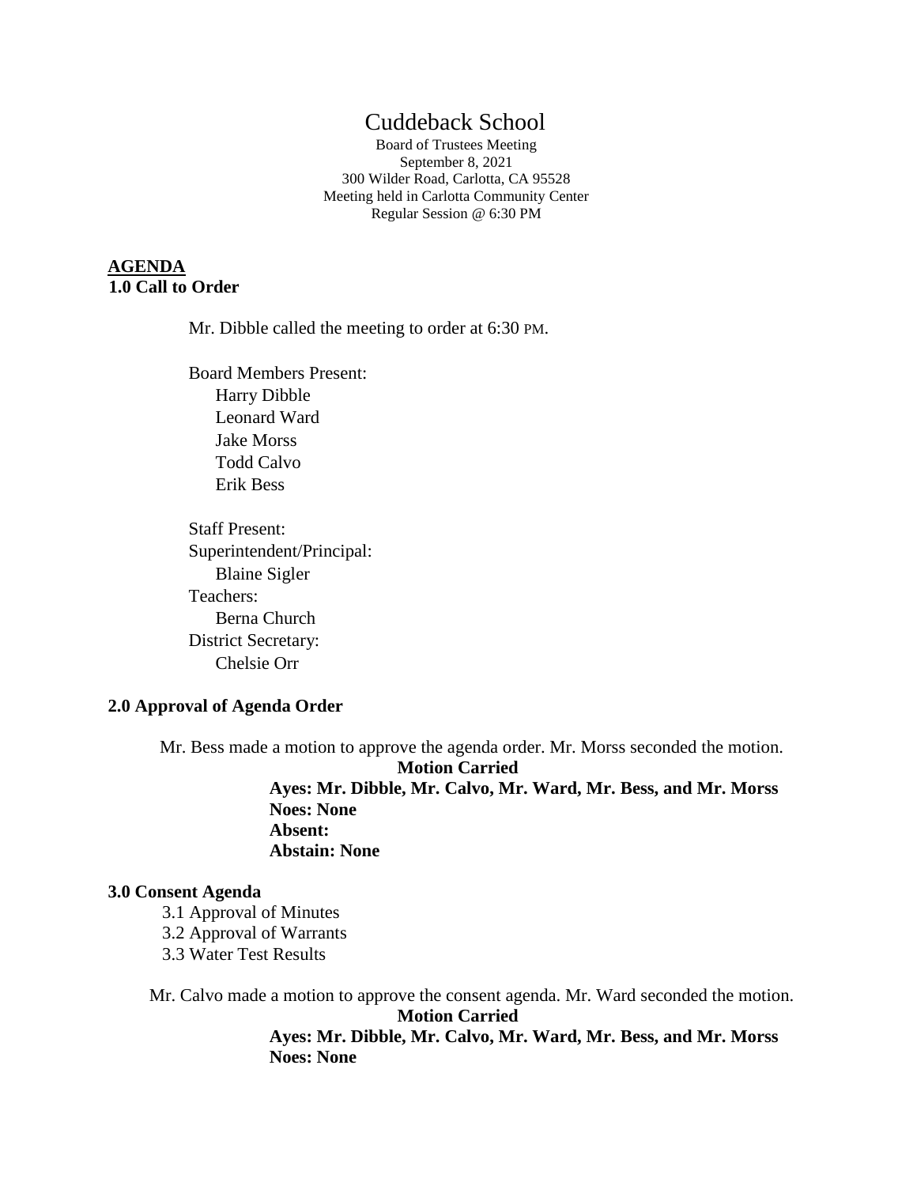# Cuddeback School

Board of Trustees Meeting
September 8, 2021
300 Wilder Road, Carlotta, CA 95528
Meeting held in Carlotta Community Center
Regular Session @ 6:30 PM

## AGENDA

### 1.0 Call to Order

Mr. Dibble called the meeting to order at 6:30 PM.

Board Members Present:
- Harry Dibble
- Leonard Ward
- Jake Morss
- Todd Calvo
- Erik Bess

Staff Present:

Superintendent/Principal:
- Blaine Sigler

Teachers:
- Berna Church

District Secretary:
- Chelsie Orr

### 2.0 Approval of Agenda Order

Mr. Bess made a motion to approve the agenda order. Mr. Morss seconded the motion.

**Motion Carried**

**Ayes: Mr. Dibble, Mr. Calvo, Mr. Ward, Mr. Bess, and Mr. Morss**
**Noes: None**
**Absent:**
**Abstain: None**

### 3.0 Consent Agenda

3.1 Approval of Minutes
3.2 Approval of Warrants
3.3 Water Test Results

Mr. Calvo made a motion to approve the consent agenda. Mr. Ward seconded the motion.

**Motion Carried**

**Ayes: Mr. Dibble, Mr. Calvo, Mr. Ward, Mr. Bess, and Mr. Morss**
**Noes: None**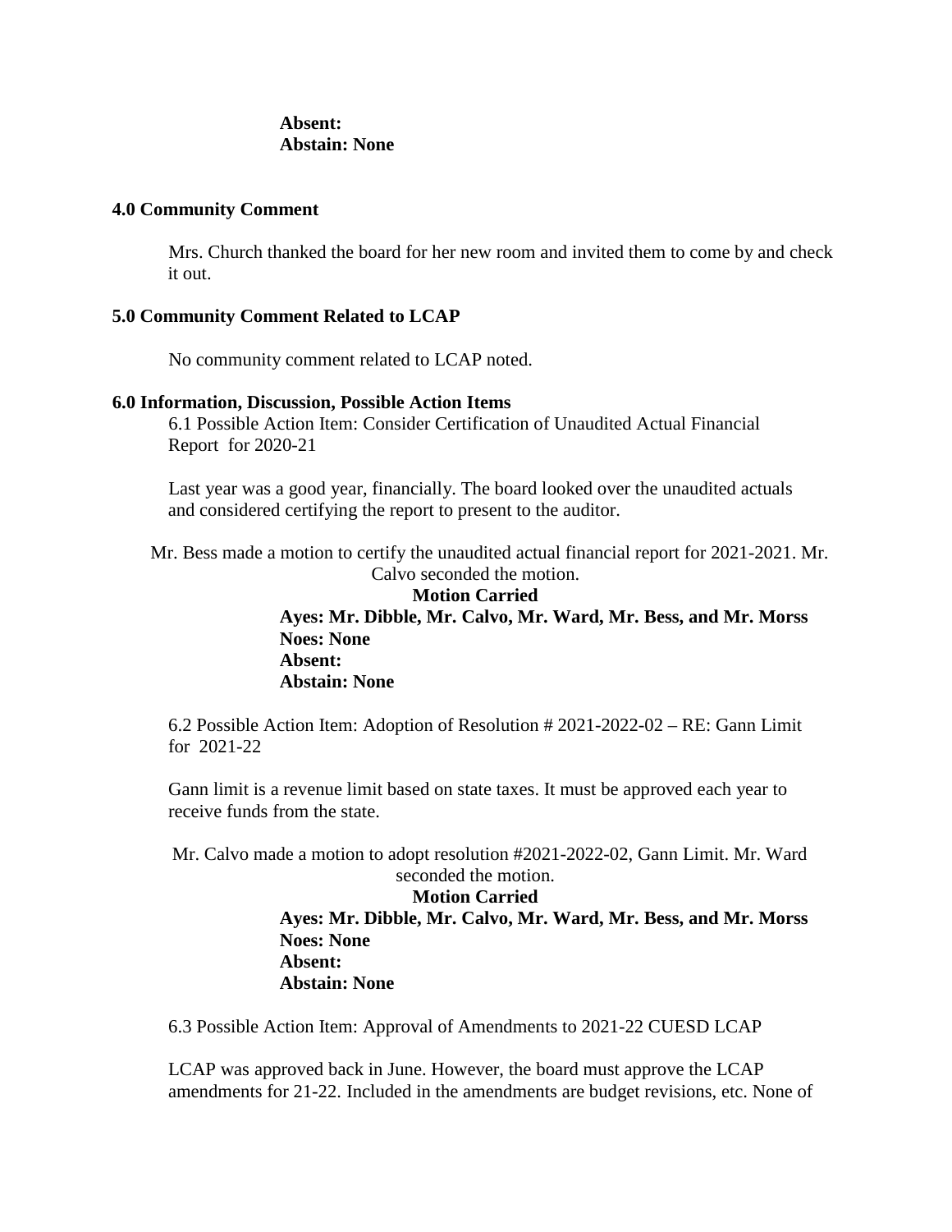**Absent:**
**Abstain: None**

**4.0 Community Comment**

Mrs. Church thanked the board for her new room and invited them to come by and check it out.

**5.0 Community Comment Related to LCAP**

No community comment related to LCAP noted.

**6.0 Information, Discussion, Possible Action Items**

6.1 Possible Action Item: Consider Certification of Unaudited Actual Financial Report for 2020-21

Last year was a good year, financially. The board looked over the unaudited actuals and considered certifying the report to present to the auditor.

Mr. Bess made a motion to certify the unaudited actual financial report for 2021-2021. Mr. Calvo seconded the motion.

**Motion Carried**
**Ayes: Mr. Dibble, Mr. Calvo, Mr. Ward, Mr. Bess, and Mr. Morss**
**Noes: None**
**Absent:**
**Abstain: None**

6.2 Possible Action Item: Adoption of Resolution # 2021-2022-02 – RE: Gann Limit for 2021-22

Gann limit is a revenue limit based on state taxes. It must be approved each year to receive funds from the state.

Mr. Calvo made a motion to adopt resolution #2021-2022-02, Gann Limit. Mr. Ward seconded the motion.

**Motion Carried**
**Ayes: Mr. Dibble, Mr. Calvo, Mr. Ward, Mr. Bess, and Mr. Morss**
**Noes: None**
**Absent:**
**Abstain: None**

6.3 Possible Action Item: Approval of Amendments to 2021-22 CUESD LCAP

LCAP was approved back in June. However, the board must approve the LCAP amendments for 21-22. Included in the amendments are budget revisions, etc. None of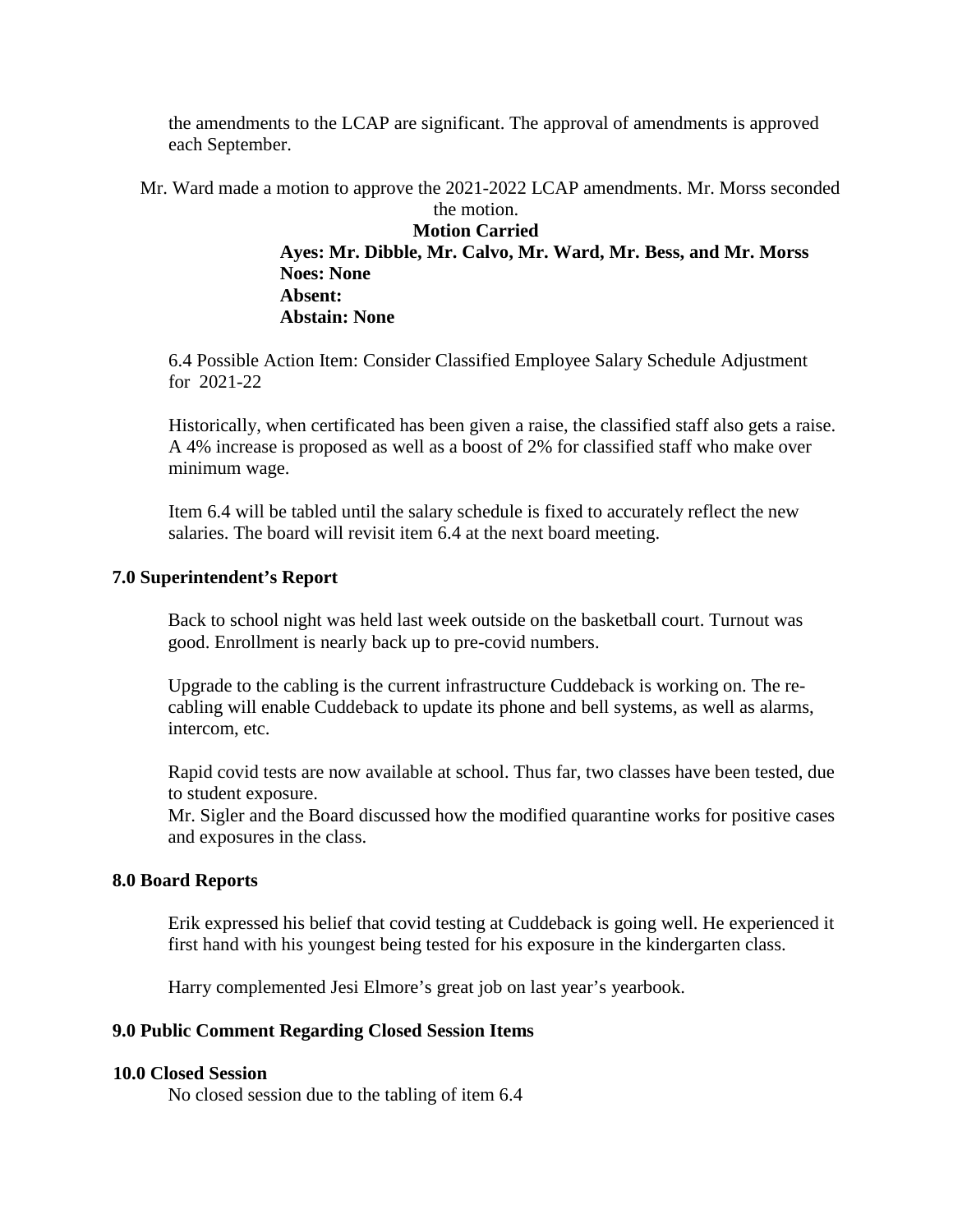the amendments to the LCAP are significant. The approval of amendments is approved each September.

Mr. Ward made a motion to approve the 2021-2022 LCAP amendments. Mr. Morss seconded the motion.

**Motion Carried**

**Ayes: Mr. Dibble, Mr. Calvo, Mr. Ward, Mr. Bess, and Mr. Morss**
**Noes: None**
**Absent:**
**Abstain: None**

6.4 Possible Action Item: Consider Classified Employee Salary Schedule Adjustment for 2021-22

Historically, when certificated has been given a raise, the classified staff also gets a raise. A 4% increase is proposed as well as a boost of 2% for classified staff who make over minimum wage.

Item 6.4 will be tabled until the salary schedule is fixed to accurately reflect the new salaries. The board will revisit item 6.4 at the next board meeting.

**7.0 Superintendent's Report**

Back to school night was held last week outside on the basketball court. Turnout was good. Enrollment is nearly back up to pre-covid numbers.

Upgrade to the cabling is the current infrastructure Cuddeback is working on. The re-cabling will enable Cuddeback to update its phone and bell systems, as well as alarms, intercom, etc.

Rapid covid tests are now available at school. Thus far, two classes have been tested, due to student exposure.
Mr. Sigler and the Board discussed how the modified quarantine works for positive cases and exposures in the class.

**8.0 Board Reports**

Erik expressed his belief that covid testing at Cuddeback is going well. He experienced it first hand with his youngest being tested for his exposure in the kindergarten class.

Harry complemented Jesi Elmore's great job on last year's yearbook.

**9.0 Public Comment Regarding Closed Session Items**

**10.0 Closed Session**

No closed session due to the tabling of item 6.4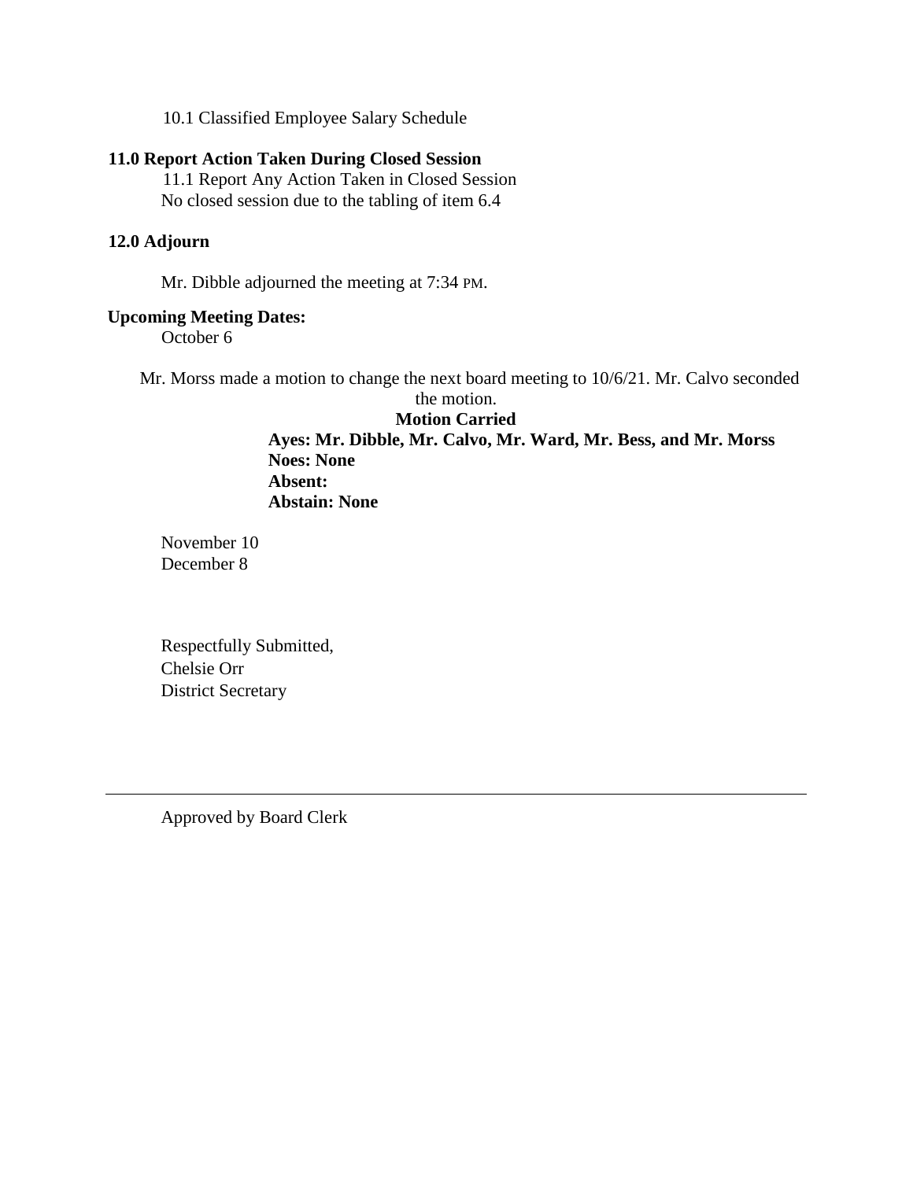10.1 Classified Employee Salary Schedule

**11.0 Report Action Taken During Closed Session**

11.1 Report Any Action Taken in Closed Session

No closed session due to the tabling of item 6.4

**12.0 Adjourn**

Mr. Dibble adjourned the meeting at 7:34 PM.

**Upcoming Meeting Dates:**

October 6

Mr. Morss made a motion to change the next board meeting to 10/6/21. Mr. Calvo seconded the motion.

**Motion Carried**

**Ayes: Mr. Dibble, Mr. Calvo, Mr. Ward, Mr. Bess, and Mr. Morss**
**Noes: None**
**Absent:**
**Abstain: None**

November 10
December 8

Respectfully Submitted,
Chelsie Orr
District Secretary

---

Approved by Board Clerk